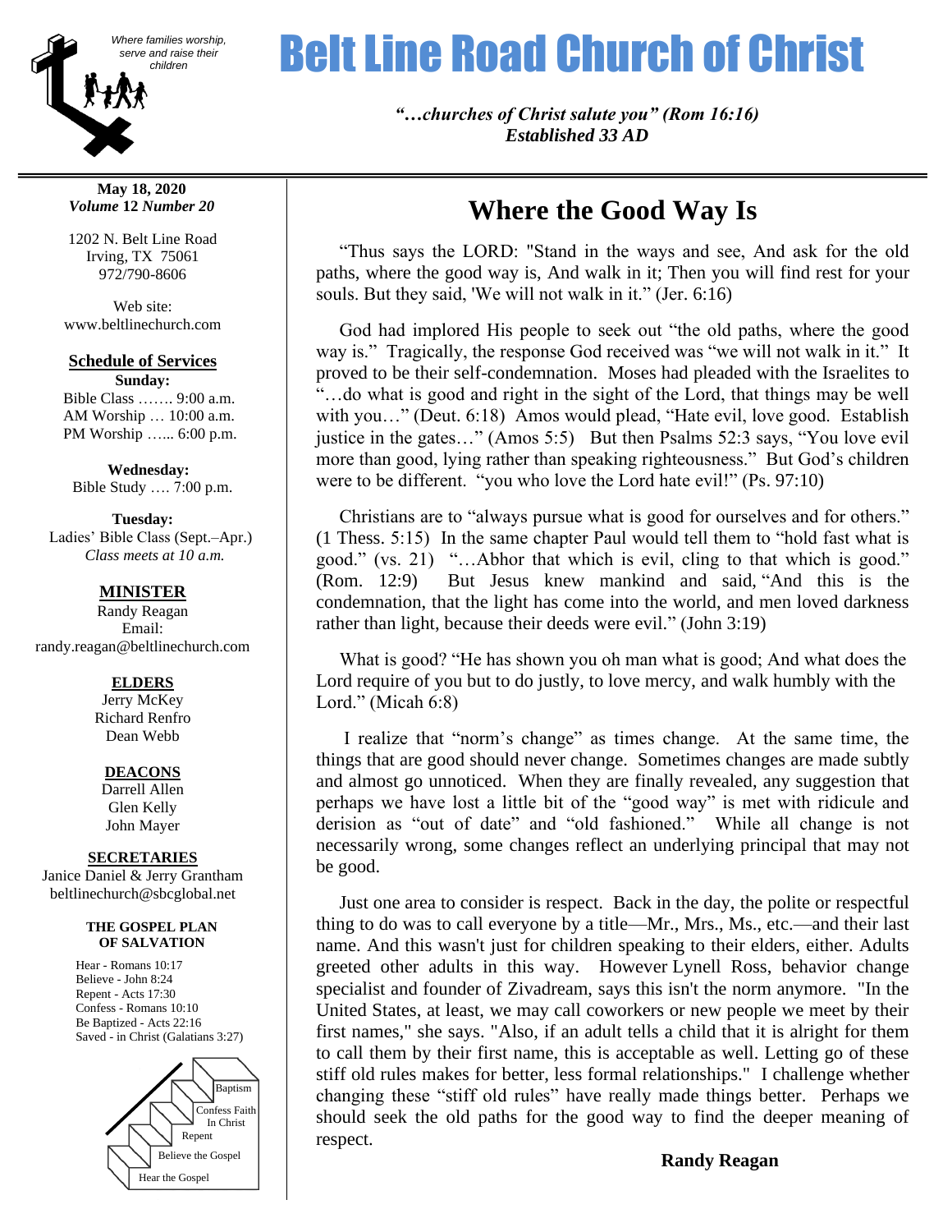*Where families worship, serve and raise their children*

# Belt Line Road Church of Christ

***"…churches of Christ salute you" (Rom 16:16)***
***Established 33 AD***

**May 18, 2020**
***Volume* 12 *Number 20***

1202 N. Belt Line Road
Irving, TX 75061
972/790-8606

Web site:
www.beltlinechurch.com

**Schedule of Services**

**Sunday:**
Bible Class ……. 9:00 a.m.
AM Worship … 10:00 a.m.
PM Worship …... 6:00 p.m.

**Wednesday:**
Bible Study …. 7:00 p.m.

**Tuesday:**
Ladies' Bible Class (Sept.–Apr.)
*Class meets at 10 a.m.*

**MINISTER**
Randy Reagan
Email:
randy.reagan@beltlinechurch.com

**ELDERS**
Jerry McKey
Richard Renfro
Dean Webb

**DEACONS**
Darrell Allen
Glen Kelly
John Mayer

**SECRETARIES**
Janice Daniel & Jerry Grantham
beltlinechurch@sbcglobal.net

**THE GOSPEL PLAN OF SALVATION**

Hear - Romans 10:17
Believe - John 8:24
Repent - Acts 17:30
Confess - Romans 10:10
Be Baptized - Acts 22:16
Saved - in Christ (Galatians 3:27)

Hear the Gospel → Believe the Gospel → Repent → Confess Faith In Christ → Baptism

## Where the Good Way Is

"Thus says the LORD: "Stand in the ways and see, And ask for the old paths, where the good way is, And walk in it; Then you will find rest for your souls. But they said, 'We will not walk in it." (Jer. 6:16)

God had implored His people to seek out "the old paths, where the good way is." Tragically, the response God received was "we will not walk in it." It proved to be their self-condemnation. Moses had pleaded with the Israelites to "…do what is good and right in the sight of the Lord, that things may be well with you…" (Deut. 6:18) Amos would plead, "Hate evil, love good. Establish justice in the gates…" (Amos 5:5) But then Psalms 52:3 says, "You love evil more than good, lying rather than speaking righteousness." But God's children were to be different. "you who love the Lord hate evil!" (Ps. 97:10)

Christians are to "always pursue what is good for ourselves and for others." (1 Thess. 5:15) In the same chapter Paul would tell them to "hold fast what is good." (vs. 21) "…Abhor that which is evil, cling to that which is good." (Rom. 12:9) But Jesus knew mankind and said, "And this is the condemnation, that the light has come into the world, and men loved darkness rather than light, because their deeds were evil." (John 3:19)

What is good? "He has shown you oh man what is good; And what does the Lord require of you but to do justly, to love mercy, and walk humbly with the Lord." (Micah 6:8)

I realize that "norm's change" as times change. At the same time, the things that are good should never change. Sometimes changes are made subtly and almost go unnoticed. When they are finally revealed, any suggestion that perhaps we have lost a little bit of the "good way" is met with ridicule and derision as "out of date" and "old fashioned." While all change is not necessarily wrong, some changes reflect an underlying principal that may not be good.

Just one area to consider is respect. Back in the day, the polite or respectful thing to do was to call everyone by a title—Mr., Mrs., Ms., etc.—and their last name. And this wasn't just for children speaking to their elders, either. Adults greeted other adults in this way. However Lynell Ross, behavior change specialist and founder of Zivadream, says this isn't the norm anymore. "In the United States, at least, we may call coworkers or new people we meet by their first names," she says. "Also, if an adult tells a child that it is alright for them to call them by their first name, this is acceptable as well. Letting go of these stiff old rules makes for better, less formal relationships." I challenge whether changing these "stiff old rules" have really made things better. Perhaps we should seek the old paths for the good way to find the deeper meaning of respect.

**Randy Reagan**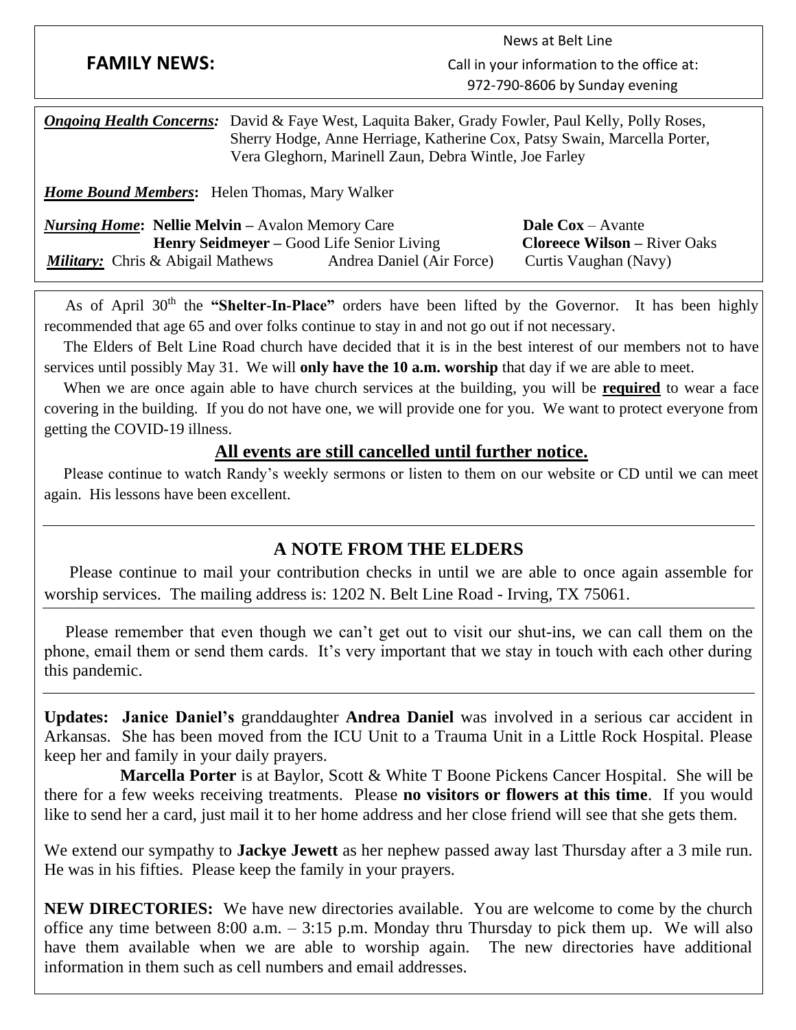## FAMILY NEWS:

News at Belt Line
Call in your information to the office at:
972-790-8606 by Sunday evening

***Ongoing Health Concerns:*** David & Faye West, Laquita Baker, Grady Fowler, Paul Kelly, Polly Roses, Sherry Hodge, Anne Herriage, Katherine Cox, Patsy Swain, Marcella Porter, Vera Gleghorn, Marinell Zaun, Debra Wintle, Joe Farley

***Home Bound Members*:** Helen Thomas, Mary Walker

***Nursing Home*:** **Nellie Melvin –** Avalon Memory Care; **Dale Cox** – Avante; **Henry Seidmeyer –** Good Life Senior Living; **Cloreece Wilson –** River Oaks

***Military:*** Chris & Abigail Mathews; Andrea Daniel (Air Force); Curtis Vaughan (Navy)

As of April 30th the **"Shelter-In-Place"** orders have been lifted by the Governor. It has been highly recommended that age 65 and over folks continue to stay in and not go out if not necessary.

The Elders of Belt Line Road church have decided that it is in the best interest of our members not to have services until possibly May 31. We will **only have the 10 a.m. worship** that day if we are able to meet.

When we are once again able to have church services at the building, you will be **required** to wear a face covering in the building. If you do not have one, we will provide one for you. We want to protect everyone from getting the COVID-19 illness.

**All events are still cancelled until further notice.**

Please continue to watch Randy's weekly sermons or listen to them on our website or CD until we can meet again. His lessons have been excellent.

---

## A NOTE FROM THE ELDERS

Please continue to mail your contribution checks in until we are able to once again assemble for worship services. The mailing address is: 1202 N. Belt Line Road - Irving, TX 75061.

---

Please remember that even though we can't get out to visit our shut-ins, we can call them on the phone, email them or send them cards. It's very important that we stay in touch with each other during this pandemic.

---

**Updates: Janice Daniel's** granddaughter **Andrea Daniel** was involved in a serious car accident in Arkansas. She has been moved from the ICU Unit to a Trauma Unit in a Little Rock Hospital. Please keep her and family in your daily prayers.

**Marcella Porter** is at Baylor, Scott & White T Boone Pickens Cancer Hospital. She will be there for a few weeks receiving treatments. Please **no visitors or flowers at this time**. If you would like to send her a card, just mail it to her home address and her close friend will see that she gets them.

We extend our sympathy to **Jackye Jewett** as her nephew passed away last Thursday after a 3 mile run. He was in his fifties. Please keep the family in your prayers.

**NEW DIRECTORIES:** We have new directories available. You are welcome to come by the church office any time between 8:00 a.m. – 3:15 p.m. Monday thru Thursday to pick them up. We will also have them available when we are able to worship again. The new directories have additional information in them such as cell numbers and email addresses.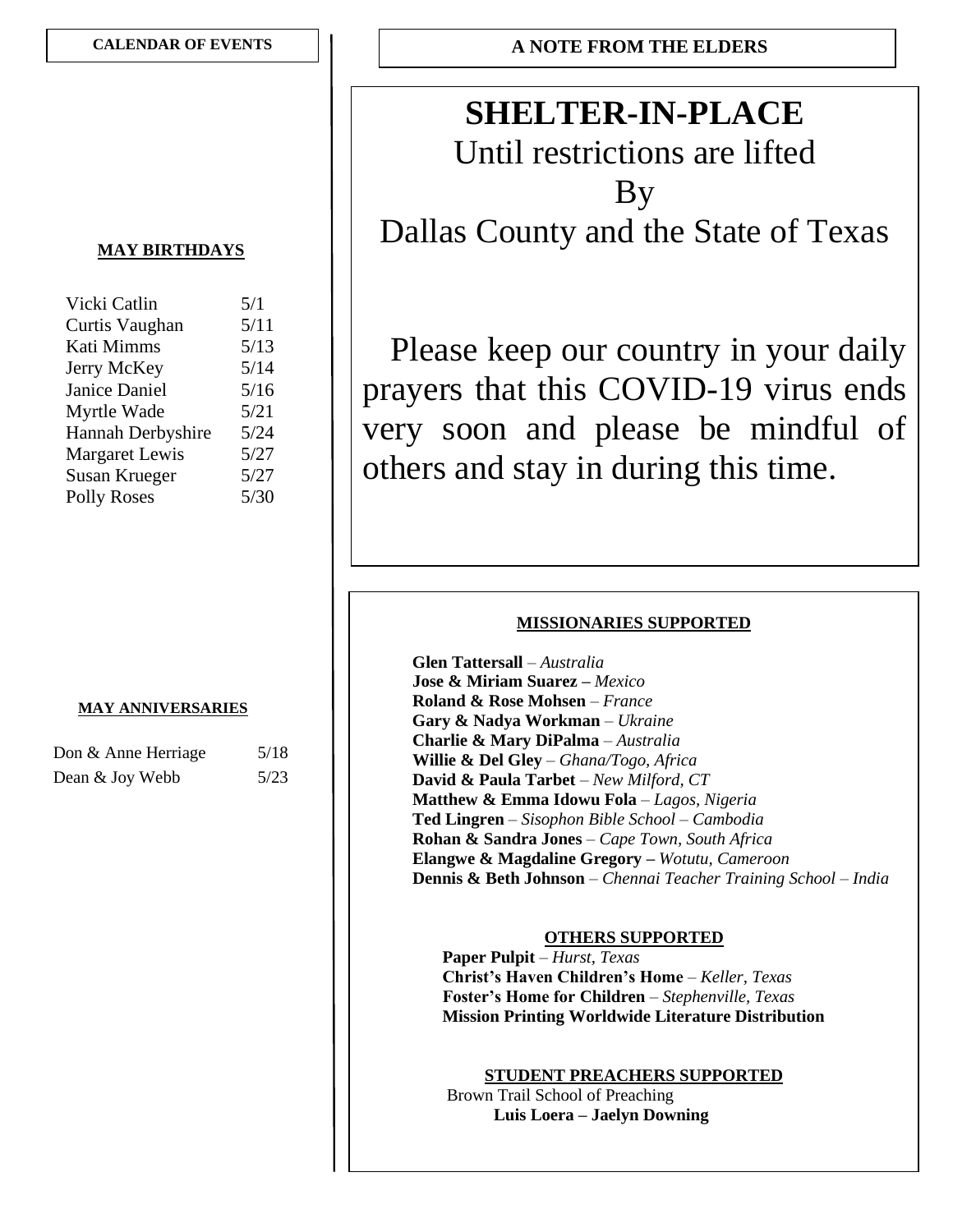**CALENDAR OF EVENTS**

**MAY BIRTHDAYS**

| Name | Date |
|---|---|
| Vicki Catlin | 5/1 |
| Curtis Vaughan | 5/11 |
| Kati Mimms | 5/13 |
| Jerry McKey | 5/14 |
| Janice Daniel | 5/16 |
| Myrtle Wade | 5/21 |
| Hannah Derbyshire | 5/24 |
| Margaret Lewis | 5/27 |
| Susan Krueger | 5/27 |
| Polly Roses | 5/30 |

**MAY ANNIVERSARIES**

| Names | Date |
|---|---|
| Don & Anne Herriage | 5/18 |
| Dean & Joy Webb | 5/23 |

**A NOTE FROM THE ELDERS**

# SHELTER-IN-PLACE

Until restrictions are lifted

By

Dallas County and the State of Texas

Please keep our country in your daily prayers that this COVID-19 virus ends very soon and please be mindful of others and stay in during this time.

**MISSIONARIES SUPPORTED**

**Glen Tattersall** – *Australia*
**Jose & Miriam Suarez –** *Mexico*
**Roland & Rose Mohsen** – *France*
**Gary & Nadya Workman** – *Ukraine*
**Charlie & Mary DiPalma** – *Australia*
**Willie & Del Gley** – *Ghana/Togo, Africa*
**David & Paula Tarbet** – *New Milford, CT*
**Matthew & Emma Idowu Fola** – *Lagos, Nigeria*
**Ted Lingren** – *Sisophon Bible School – Cambodia*
**Rohan & Sandra Jones** – *Cape Town, South Africa*
**Elangwe & Magdaline Gregory –** *Wotutu, Cameroon*
**Dennis & Beth Johnson** – *Chennai Teacher Training School – India*

**OTHERS SUPPORTED**

**Paper Pulpit** – *Hurst, Texas*
**Christ's Haven Children's Home** – *Keller, Texas*
**Foster's Home for Children** – *Stephenville, Texas*
**Mission Printing Worldwide Literature Distribution**

**STUDENT PREACHERS SUPPORTED**

Brown Trail School of Preaching
**Luis Loera – Jaelyn Downing**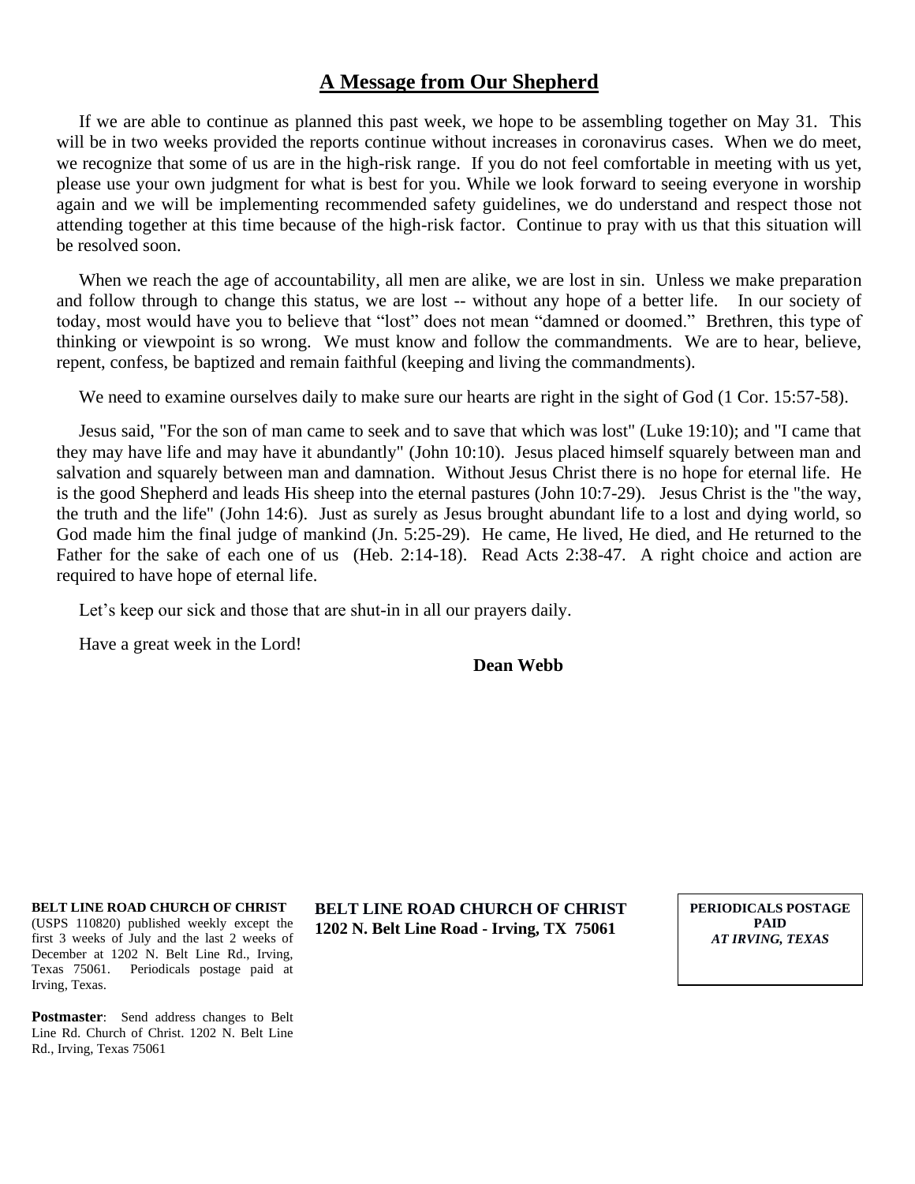## A Message from Our Shepherd

If we are able to continue as planned this past week, we hope to be assembling together on May 31. This will be in two weeks provided the reports continue without increases in coronavirus cases. When we do meet, we recognize that some of us are in the high-risk range. If you do not feel comfortable in meeting with us yet, please use your own judgment for what is best for you. While we look forward to seeing everyone in worship again and we will be implementing recommended safety guidelines, we do understand and respect those not attending together at this time because of the high-risk factor. Continue to pray with us that this situation will be resolved soon.

When we reach the age of accountability, all men are alike, we are lost in sin. Unless we make preparation and follow through to change this status, we are lost -- without any hope of a better life. In our society of today, most would have you to believe that "lost" does not mean "damned or doomed." Brethren, this type of thinking or viewpoint is so wrong. We must know and follow the commandments. We are to hear, believe, repent, confess, be baptized and remain faithful (keeping and living the commandments).

We need to examine ourselves daily to make sure our hearts are right in the sight of God (1 Cor. 15:57-58).

Jesus said, "For the son of man came to seek and to save that which was lost" (Luke 19:10); and "I came that they may have life and may have it abundantly" (John 10:10). Jesus placed himself squarely between man and salvation and squarely between man and damnation. Without Jesus Christ there is no hope for eternal life. He is the good Shepherd and leads His sheep into the eternal pastures (John 10:7-29). Jesus Christ is the "the way, the truth and the life" (John 14:6). Just as surely as Jesus brought abundant life to a lost and dying world, so God made him the final judge of mankind (Jn. 5:25-29). He came, He lived, He died, and He returned to the Father for the sake of each one of us (Heb. 2:14-18). Read Acts 2:38-47. A right choice and action are required to have hope of eternal life.

Let's keep our sick and those that are shut-in in all our prayers daily.

Have a great week in the Lord!

**Dean Webb**

**BELT LINE ROAD CHURCH OF CHRIST** (USPS 110820) published weekly except the first 3 weeks of July and the last 2 weeks of December at 1202 N. Belt Line Rd., Irving, Texas 75061. Periodicals postage paid at Irving, Texas.

**Postmaster**: Send address changes to Belt Line Rd. Church of Christ. 1202 N. Belt Line Rd., Irving, Texas 75061

**BELT LINE ROAD CHURCH OF CHRIST**
**1202 N. Belt Line Road - Irving, TX 75061**

**PERIODICALS POSTAGE PAID**
***AT IRVING, TEXAS***